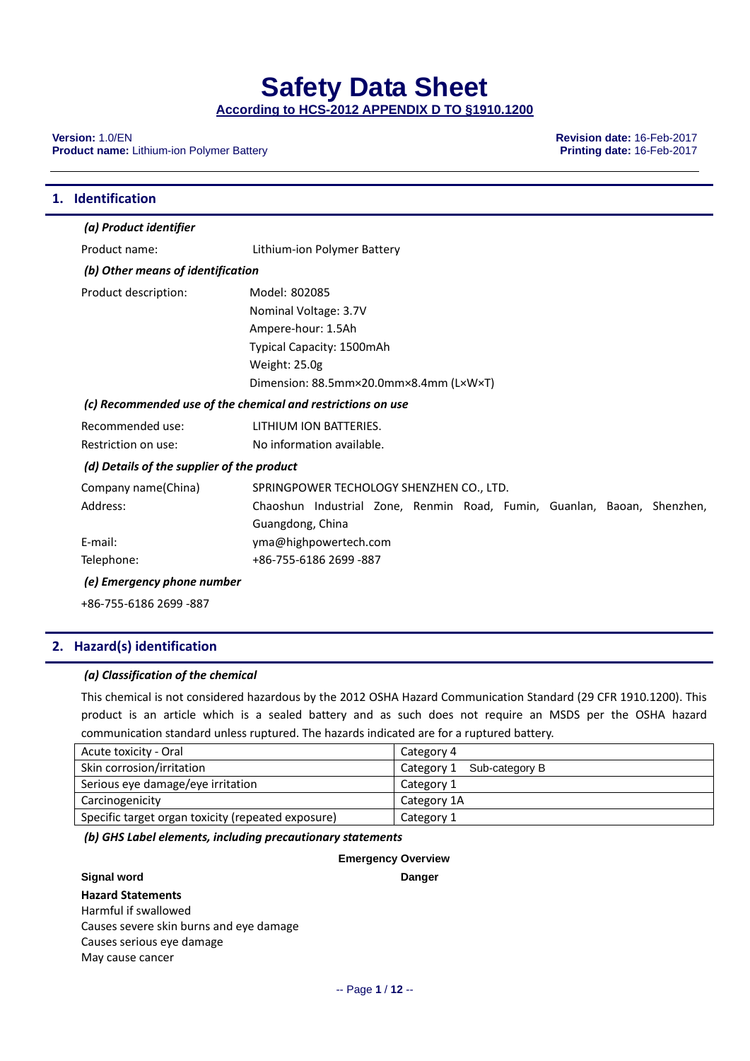# Safety Data Sheet

**According to HCS-2012 APPENDIX D TO §1910.1200**

**Version:** 1.0/EN
**Product name:** Lithium-ion Polymer Battery

**Revision date:** 16-Feb-2017
**Printing date:** 16-Feb-2017

## 1. Identification

***(a) Product identifier***

Product name: Lithium-ion Polymer Battery

***(b) Other means of identification***

Product description:
Model: 802085
Nominal Voltage: 3.7V
Ampere-hour: 1.5Ah
Typical Capacity: 1500mAh
Weight: 25.0g
Dimension: 88.5mm×20.0mm×8.4mm (L×W×T)

***(c) Recommended use of the chemical and restrictions on use***

Recommended use: LITHIUM ION BATTERIES.
Restriction on use: No information available.

***(d) Details of the supplier of the product***

Company name(China): SPRINGPOWER TECHOLOGY SHENZHEN CO., LTD.
Address: Chaoshun Industrial Zone, Renmin Road, Fumin, Guanlan, Baoan, Shenzhen, Guangdong, China
E-mail: yma@highpowertech.com
Telephone: +86-755-6186 2699 -887

***(e) Emergency phone number***

+86-755-6186 2699 -887

## 2. Hazard(s) identification

***(a) Classification of the chemical***

This chemical is not considered hazardous by the 2012 OSHA Hazard Communication Standard (29 CFR 1910.1200). This product is an article which is a sealed battery and as such does not require an MSDS per the OSHA hazard communication standard unless ruptured. The hazards indicated are for a ruptured battery.

| Acute toxicity - Oral | Category 4 |
|---|---|
| Skin corrosion/irritation | Category 1 Sub-category B |
| Serious eye damage/eye irritation | Category 1 |
| Carcinogenicity | Category 1A |
| Specific target organ toxicity (repeated exposure) | Category 1 |

***(b) GHS Label elements, including precautionary statements***

**Emergency Overview**

**Signal word** **Danger**

**Hazard Statements**
Harmful if swallowed
Causes severe skin burns and eye damage
Causes serious eye damage
May cause cancer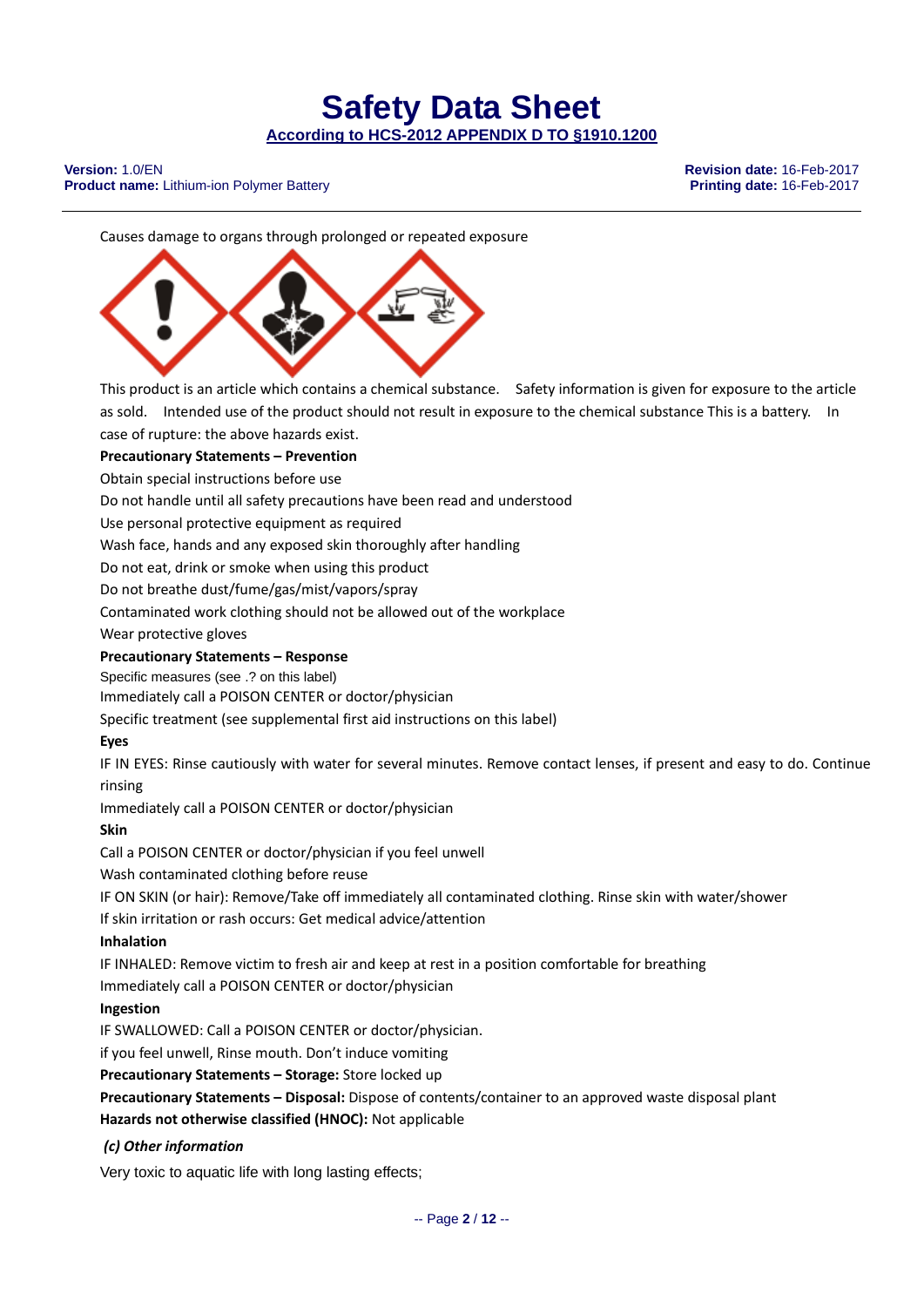Causes damage to organs through prolonged or repeated exposure

This product is an article which contains a chemical substance. Safety information is given for exposure to the article as sold. Intended use of the product should not result in exposure to the chemical substance This is a battery. In case of rupture: the above hazards exist.

**Precautionary Statements – Prevention**

Obtain special instructions before use

Do not handle until all safety precautions have been read and understood

Use personal protective equipment as required

Wash face, hands and any exposed skin thoroughly after handling

Do not eat, drink or smoke when using this product

Do not breathe dust/fume/gas/mist/vapors/spray

Contaminated work clothing should not be allowed out of the workplace

Wear protective gloves

**Precautionary Statements – Response**

Specific measures (see .? on this label)

Immediately call a POISON CENTER or doctor/physician

Specific treatment (see supplemental first aid instructions on this label)

**Eyes**

IF IN EYES: Rinse cautiously with water for several minutes. Remove contact lenses, if present and easy to do. Continue rinsing

Immediately call a POISON CENTER or doctor/physician

**Skin**

Call a POISON CENTER or doctor/physician if you feel unwell

Wash contaminated clothing before reuse

IF ON SKIN (or hair): Remove/Take off immediately all contaminated clothing. Rinse skin with water/shower

If skin irritation or rash occurs: Get medical advice/attention

**Inhalation**

IF INHALED: Remove victim to fresh air and keep at rest in a position comfortable for breathing

Immediately call a POISON CENTER or doctor/physician

**Ingestion**

IF SWALLOWED: Call a POISON CENTER or doctor/physician.

if you feel unwell, Rinse mouth. Don't induce vomiting

**Precautionary Statements – Storage:** Store locked up

**Precautionary Statements – Disposal:** Dispose of contents/container to an approved waste disposal plant

**Hazards not otherwise classified (HNOC):** Not applicable

***(c) Other information***

Very toxic to aquatic life with long lasting effects;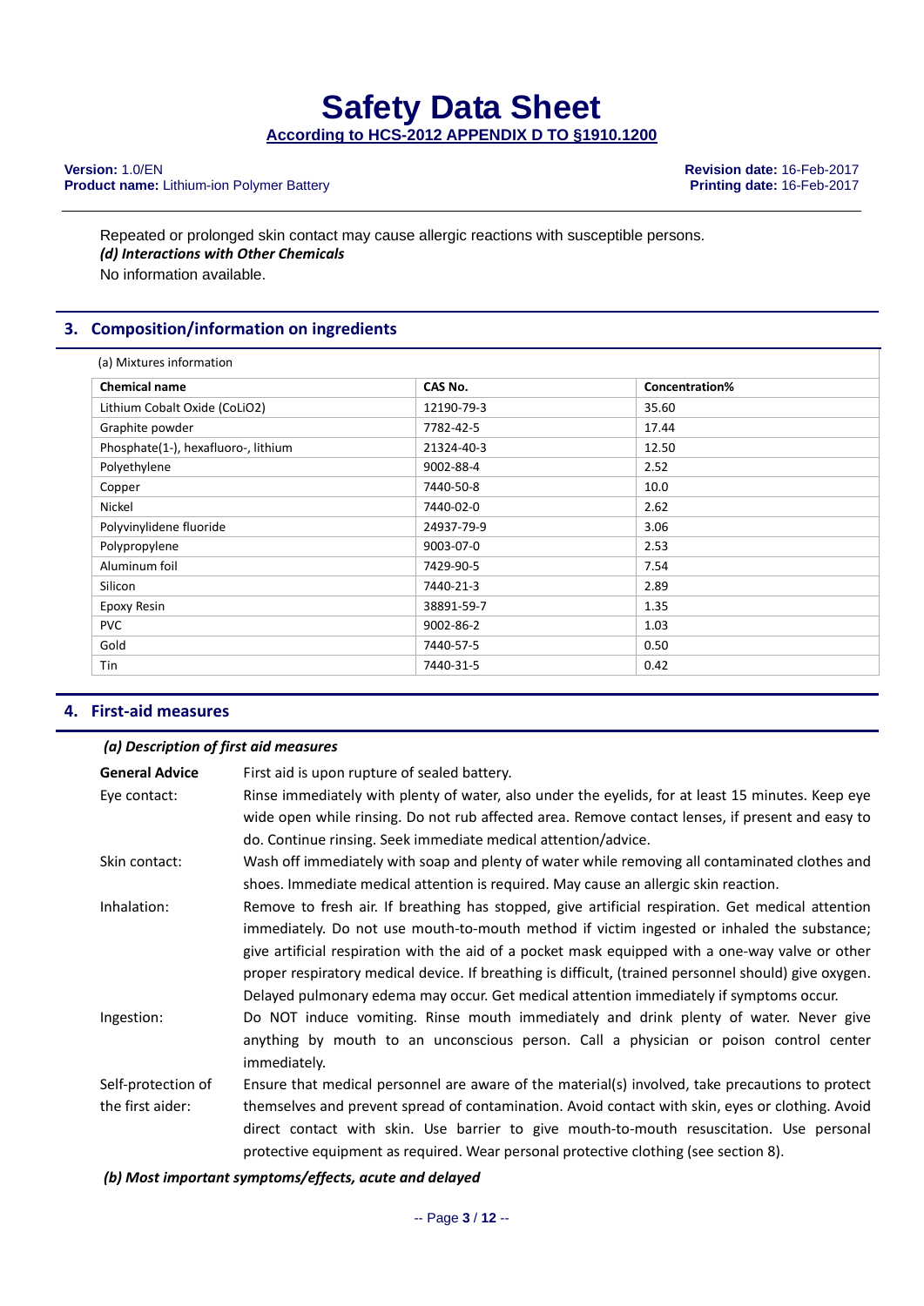Repeated or prolonged skin contact may cause allergic reactions with susceptible persons.

***(d) Interactions with Other Chemicals***

No information available.

## 3. Composition/information on ingredients

(a) Mixtures information

| Chemical name | CAS No. | Concentration% |
|---|---|---|
| Lithium Cobalt Oxide (CoLiO2) | 12190-79-3 | 35.60 |
| Graphite powder | 7782-42-5 | 17.44 |
| Phosphate(1-), hexafluoro-, lithium | 21324-40-3 | 12.50 |
| Polyethylene | 9002-88-4 | 2.52 |
| Copper | 7440-50-8 | 10.0 |
| Nickel | 7440-02-0 | 2.62 |
| Polyvinylidene fluoride | 24937-79-9 | 3.06 |
| Polypropylene | 9003-07-0 | 2.53 |
| Aluminum foil | 7429-90-5 | 7.54 |
| Silicon | 7440-21-3 | 2.89 |
| Epoxy Resin | 38891-59-7 | 1.35 |
| PVC | 9002-86-2 | 1.03 |
| Gold | 7440-57-5 | 0.50 |
| Tin | 7440-31-5 | 0.42 |

## 4. First-aid measures

***(a) Description of first aid measures***

**General Advice** First aid is upon rupture of sealed battery.

Eye contact: Rinse immediately with plenty of water, also under the eyelids, for at least 15 minutes. Keep eye wide open while rinsing. Do not rub affected area. Remove contact lenses, if present and easy to do. Continue rinsing. Seek immediate medical attention/advice.

Skin contact: Wash off immediately with soap and plenty of water while removing all contaminated clothes and shoes. Immediate medical attention is required. May cause an allergic skin reaction.

Inhalation: Remove to fresh air. If breathing has stopped, give artificial respiration. Get medical attention immediately. Do not use mouth-to-mouth method if victim ingested or inhaled the substance; give artificial respiration with the aid of a pocket mask equipped with a one-way valve or other proper respiratory medical device. If breathing is difficult, (trained personnel should) give oxygen. Delayed pulmonary edema may occur. Get medical attention immediately if symptoms occur.

Ingestion: Do NOT induce vomiting. Rinse mouth immediately and drink plenty of water. Never give anything by mouth to an unconscious person. Call a physician or poison control center immediately.

Self-protection of the first aider: Ensure that medical personnel are aware of the material(s) involved, take precautions to protect themselves and prevent spread of contamination. Avoid contact with skin, eyes or clothing. Avoid direct contact with skin. Use barrier to give mouth-to-mouth resuscitation. Use personal protective equipment as required. Wear personal protective clothing (see section 8).

***(b) Most important symptoms/effects, acute and delayed***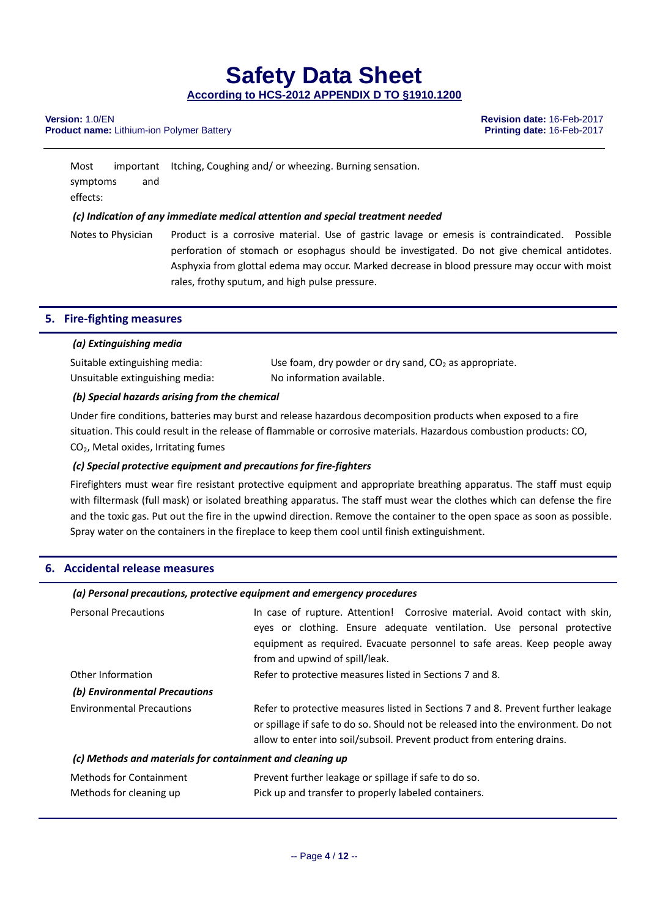| | |
|---|---|
| Most important symptoms and effects: | Itching, Coughing and/ or wheezing. Burning sensation. |

### *(c) Indication of any immediate medical attention and special treatment needed*

| | |
|---|---|
| Notes to Physician | Product is a corrosive material. Use of gastric lavage or emesis is contraindicated. Possible perforation of stomach or esophagus should be investigated. Do not give chemical antidotes. Asphyxia from glottal edema may occur. Marked decrease in blood pressure may occur with moist rales, frothy sputum, and high pulse pressure. |

## 5. Fire-fighting measures

### *(a) Extinguishing media*

| | |
|---|---|
| Suitable extinguishing media: | Use foam, dry powder or dry sand, $CO_2$ as appropriate. |
| Unsuitable extinguishing media: | No information available. |

### *(b) Special hazards arising from the chemical*

Under fire conditions, batteries may burst and release hazardous decomposition products when exposed to a fire situation. This could result in the release of flammable or corrosive materials. Hazardous combustion products: CO, $CO_2$, Metal oxides, Irritating fumes

### *(c) Special protective equipment and precautions for fire-fighters*

Firefighters must wear fire resistant protective equipment and appropriate breathing apparatus. The staff must equip with filtermask (full mask) or isolated breathing apparatus. The staff must wear the clothes which can defense the fire and the toxic gas. Put out the fire in the upwind direction. Remove the container to the open space as soon as possible. Spray water on the containers in the fireplace to keep them cool until finish extinguishment.

## 6. Accidental release measures

### *(a) Personal precautions, protective equipment and emergency procedures*

| | |
|---|---|
| Personal Precautions | In case of rupture. Attention! Corrosive material. Avoid contact with skin, eyes or clothing. Ensure adequate ventilation. Use personal protective equipment as required. Evacuate personnel to safe areas. Keep people away from and upwind of spill/leak. |
| Other Information | Refer to protective measures listed in Sections 7 and 8. |

### *(b) Environmental Precautions*

| | |
|---|---|
| Environmental Precautions | Refer to protective measures listed in Sections 7 and 8. Prevent further leakage or spillage if safe to do so. Should not be released into the environment. Do not allow to enter into soil/subsoil. Prevent product from entering drains. |

### *(c) Methods and materials for containment and cleaning up*

| | |
|---|---|
| Methods for Containment | Prevent further leakage or spillage if safe to do so. |
| Methods for cleaning up | Pick up and transfer to properly labeled containers. |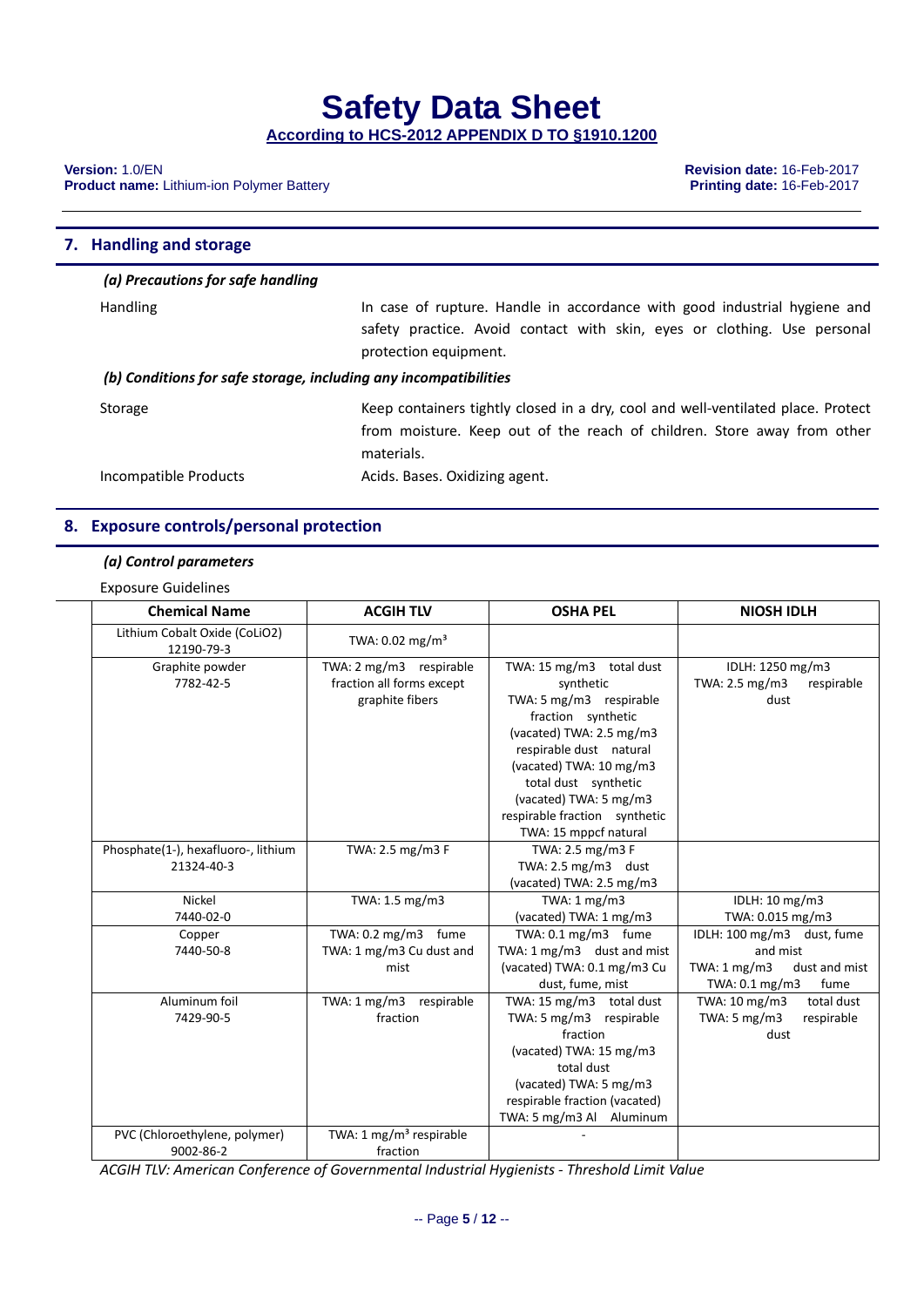## 7. Handling and storage

***(a) Precautions for safe handling***

Handling
In case of rupture. Handle in accordance with good industrial hygiene and safety practice. Avoid contact with skin, eyes or clothing. Use personal protection equipment.

***(b) Conditions for safe storage, including any incompatibilities***

Storage
Keep containers tightly closed in a dry, cool and well-ventilated place. Protect from moisture. Keep out of the reach of children. Store away from other materials.

Incompatible Products
Acids. Bases. Oxidizing agent.

## 8. Exposure controls/personal protection

***(a) Control parameters***

Exposure Guidelines

| Chemical Name | ACGIH TLV | OSHA PEL | NIOSH IDLH |
|---|---|---|---|
| Lithium Cobalt Oxide ($CoLiO_2$)<br>12190-79-3 | TWA: 0.02 mg/m³ | | |
| Graphite powder<br>7782-42-5 | TWA: 2 mg/m3 respirable fraction all forms except graphite fibers | TWA: 15 mg/m3 total dust synthetic<br>TWA: 5 mg/m3 respirable fraction synthetic<br>(vacated) TWA: 2.5 mg/m3 respirable dust natural<br>(vacated) TWA: 10 mg/m3 total dust synthetic<br>(vacated) TWA: 5 mg/m3 respirable fraction synthetic<br>TWA: 15 mppcf natural | IDLH: 1250 mg/m3<br>TWA: 2.5 mg/m3 respirable dust |
| Phosphate(1-), hexafluoro-, lithium<br>21324-40-3 | TWA: 2.5 mg/m3 F | TWA: 2.5 mg/m3 F<br>TWA: 2.5 mg/m3 dust<br>(vacated) TWA: 2.5 mg/m3 | |
| Nickel<br>7440-02-0 | TWA: 1.5 mg/m3 | TWA: 1 mg/m3<br>(vacated) TWA: 1 mg/m3 | IDLH: 10 mg/m3<br>TWA: 0.015 mg/m3 |
| Copper<br>7440-50-8 | TWA: 0.2 mg/m3 fume<br>TWA: 1 mg/m3 Cu dust and mist | TWA: 0.1 mg/m3 fume<br>TWA: 1 mg/m3 dust and mist<br>(vacated) TWA: 0.1 mg/m3 Cu dust, fume, mist | IDLH: 100 mg/m3 dust, fume and mist<br>TWA: 1 mg/m3 dust and mist<br>TWA: 0.1 mg/m3 fume |
| Aluminum foil<br>7429-90-5 | TWA: 1 mg/m3 respirable fraction | TWA: 15 mg/m3 total dust<br>TWA: 5 mg/m3 respirable fraction<br>(vacated) TWA: 15 mg/m3 total dust<br>(vacated) TWA: 5 mg/m3 respirable fraction (vacated)<br>TWA: 5 mg/m3 Al Aluminum | TWA: 10 mg/m3 total dust<br>TWA: 5 mg/m3 respirable dust |
| PVC (Chloroethylene, polymer)<br>9002-86-2 | TWA: 1 mg/m³ respirable fraction | - | |

*ACGIH TLV: American Conference of Governmental Industrial Hygienists - Threshold Limit Value*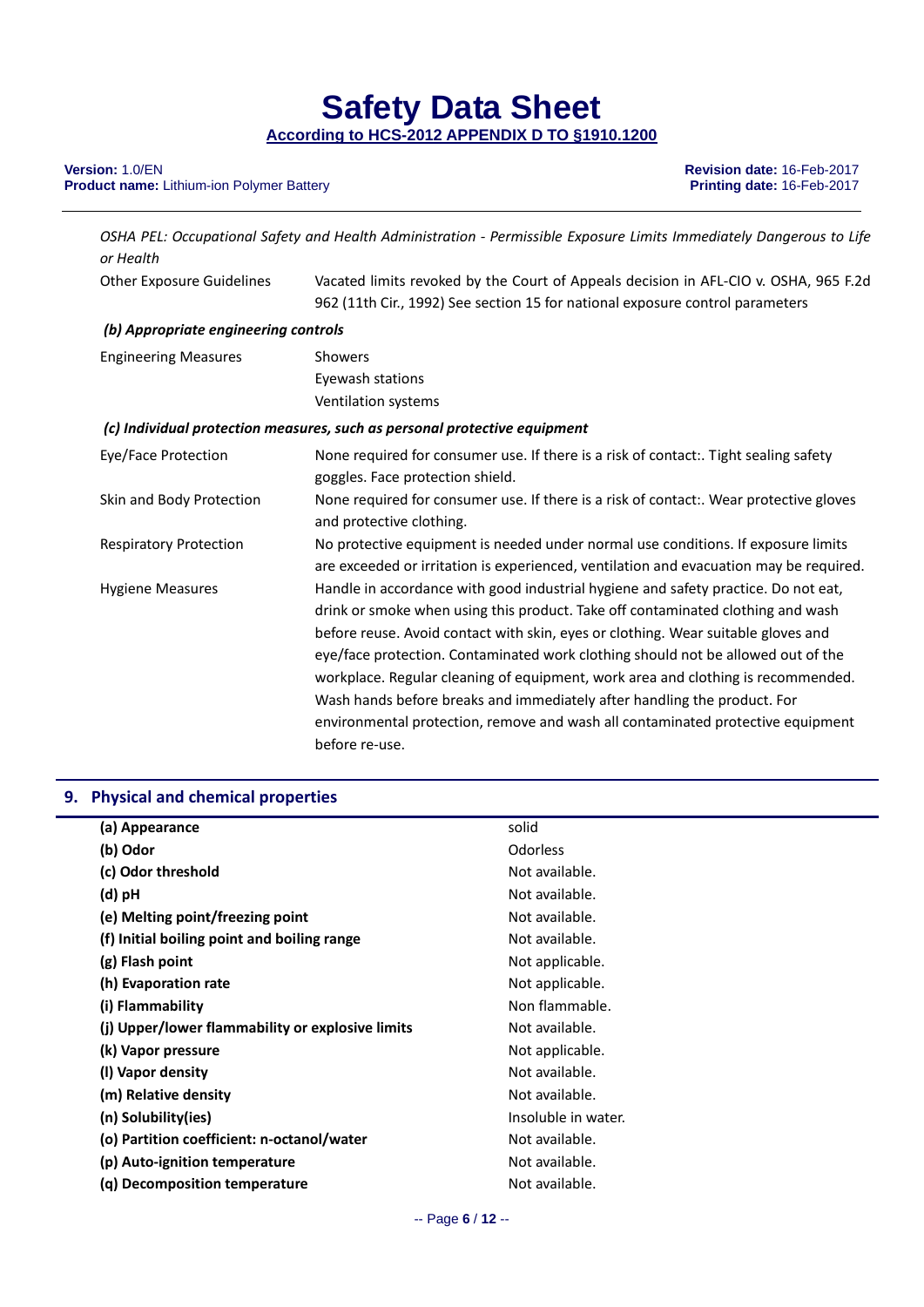*OSHA PEL: Occupational Safety and Health Administration - Permissible Exposure Limits Immediately Dangerous to Life or Health*

| | |
|---|---|
| Other Exposure Guidelines | Vacated limits revoked by the Court of Appeals decision in AFL-CIO v. OSHA, 965 F.2d 962 (11th Cir., 1992) See section 15 for national exposure control parameters |

***(b) Appropriate engineering controls***

| | |
|---|---|
| Engineering Measures | Showers<br>Eyewash stations<br>Ventilation systems |

***(c) Individual protection measures, such as personal protective equipment***

| | |
|---|---|
| Eye/Face Protection | None required for consumer use. If there is a risk of contact:. Tight sealing safety goggles. Face protection shield. |
| Skin and Body Protection | None required for consumer use. If there is a risk of contact:. Wear protective gloves and protective clothing. |
| Respiratory Protection | No protective equipment is needed under normal use conditions. If exposure limits are exceeded or irritation is experienced, ventilation and evacuation may be required. |
| Hygiene Measures | Handle in accordance with good industrial hygiene and safety practice. Do not eat, drink or smoke when using this product. Take off contaminated clothing and wash before reuse. Avoid contact with skin, eyes or clothing. Wear suitable gloves and eye/face protection. Contaminated work clothing should not be allowed out of the workplace. Regular cleaning of equipment, work area and clothing is recommended. Wash hands before breaks and immediately after handling the product. For environmental protection, remove and wash all contaminated protective equipment before re-use. |

## 9. Physical and chemical properties

| | |
|---|---|
| **(a) Appearance** | solid |
| **(b) Odor** | Odorless |
| **(c) Odor threshold** | Not available. |
| **(d) pH** | Not available. |
| **(e) Melting point/freezing point** | Not available. |
| **(f) Initial boiling point and boiling range** | Not available. |
| **(g) Flash point** | Not applicable. |
| **(h) Evaporation rate** | Not applicable. |
| **(i) Flammability** | Non flammable. |
| **(j) Upper/lower flammability or explosive limits** | Not available. |
| **(k) Vapor pressure** | Not applicable. |
| **(l) Vapor density** | Not available. |
| **(m) Relative density** | Not available. |
| **(n) Solubility(ies)** | Insoluble in water. |
| **(o) Partition coefficient: n-octanol/water** | Not available. |
| **(p) Auto-ignition temperature** | Not available. |
| **(q) Decomposition temperature** | Not available. |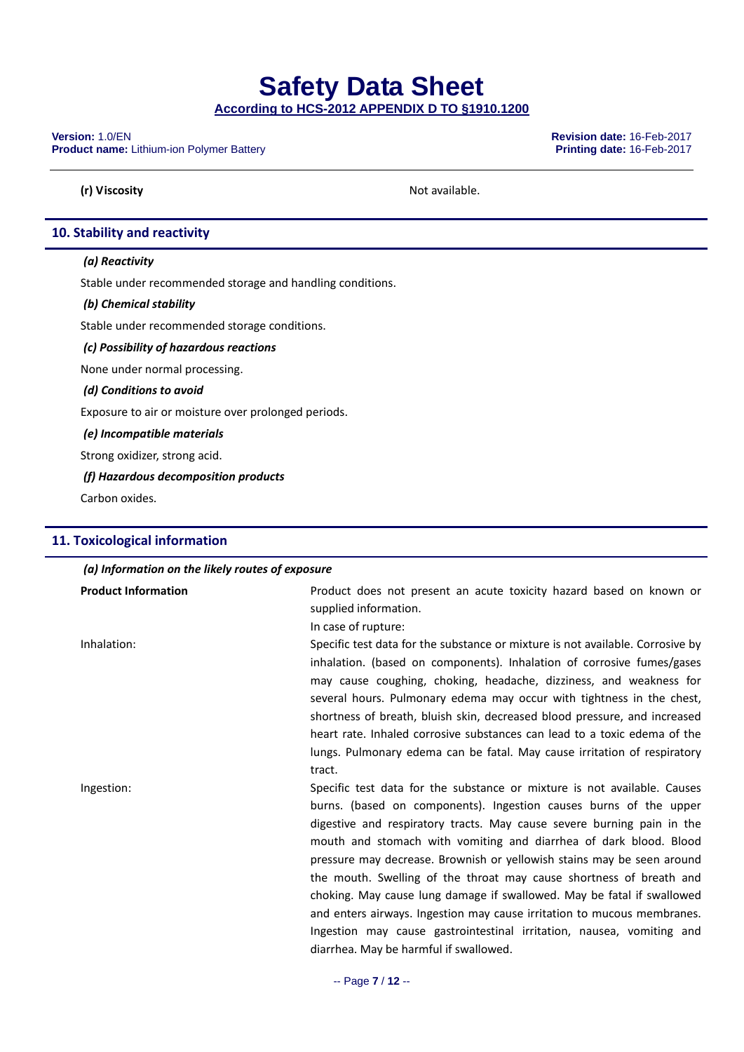**(r) Viscosity** Not available.

## 10. Stability and reactivity

***(a) Reactivity***

Stable under recommended storage and handling conditions.

***(b) Chemical stability***

Stable under recommended storage conditions.

***(c) Possibility of hazardous reactions***

None under normal processing.

***(d) Conditions to avoid***

Exposure to air or moisture over prolonged periods.

***(e) Incompatible materials***

Strong oxidizer, strong acid.

***(f) Hazardous decomposition products***

Carbon oxides.

## 11. Toxicological information

***(a) Information on the likely routes of exposure***

| | |
|---|---|
| **Product Information** | Product does not present an acute toxicity hazard based on known or supplied information.<br>In case of rupture: |
| Inhalation: | Specific test data for the substance or mixture is not available. Corrosive by inhalation. (based on components). Inhalation of corrosive fumes/gases may cause coughing, choking, headache, dizziness, and weakness for several hours. Pulmonary edema may occur with tightness in the chest, shortness of breath, bluish skin, decreased blood pressure, and increased heart rate. Inhaled corrosive substances can lead to a toxic edema of the lungs. Pulmonary edema can be fatal. May cause irritation of respiratory tract. |
| Ingestion: | Specific test data for the substance or mixture is not available. Causes burns. (based on components). Ingestion causes burns of the upper digestive and respiratory tracts. May cause severe burning pain in the mouth and stomach with vomiting and diarrhea of dark blood. Blood pressure may decrease. Brownish or yellowish stains may be seen around the mouth. Swelling of the throat may cause shortness of breath and choking. May cause lung damage if swallowed. May be fatal if swallowed and enters airways. Ingestion may cause irritation to mucous membranes. Ingestion may cause gastrointestinal irritation, nausea, vomiting and diarrhea. May be harmful if swallowed. |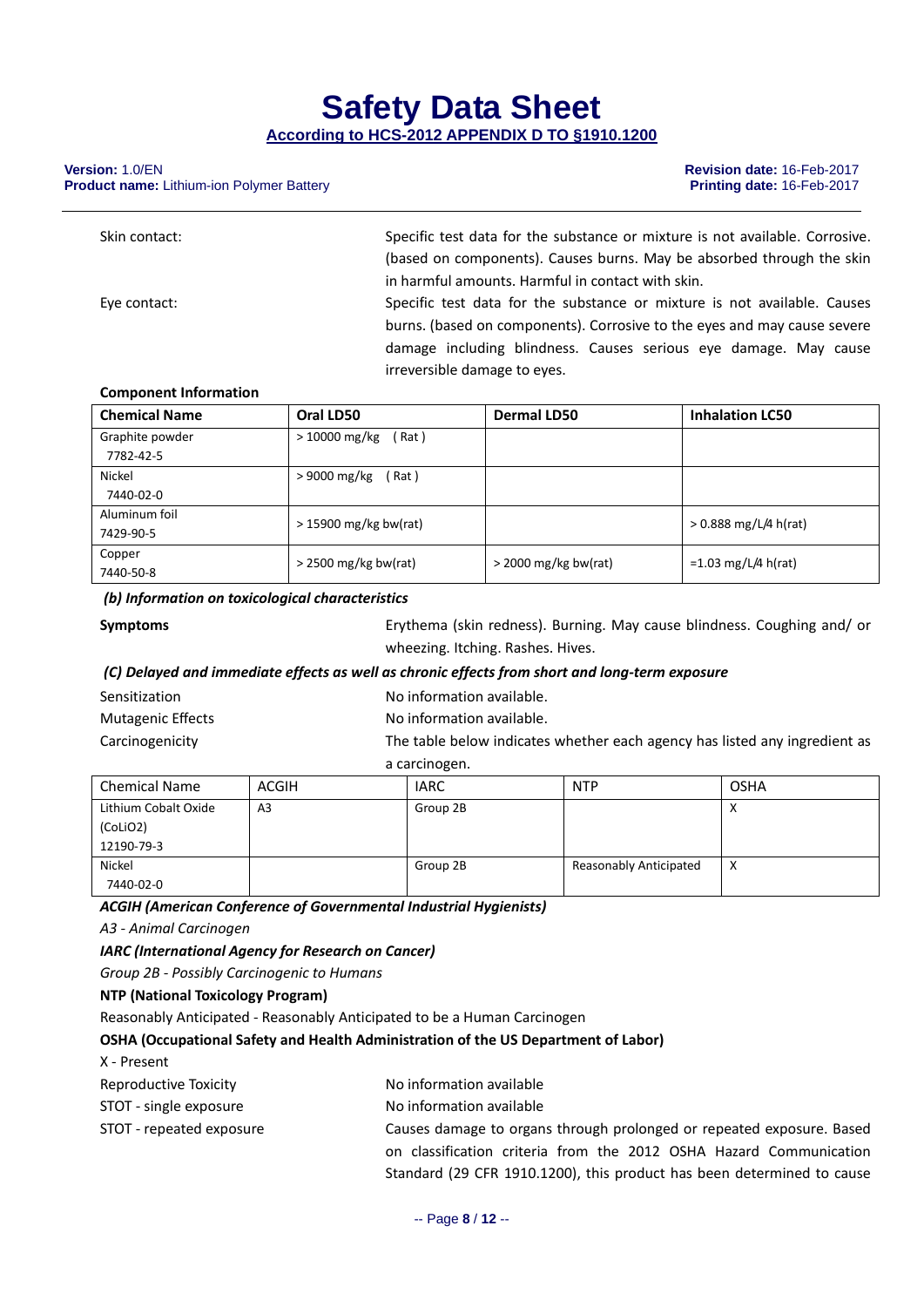| | |
|---|---|
| Skin contact: | Specific test data for the substance or mixture is not available. Corrosive. (based on components). Causes burns. May be absorbed through the skin in harmful amounts. Harmful in contact with skin. |
| Eye contact: | Specific test data for the substance or mixture is not available. Causes burns. (based on components). Corrosive to the eyes and may cause severe damage including blindness. Causes serious eye damage. May cause irreversible damage to eyes. |

**Component Information**

| Chemical Name | Oral LD50 | Dermal LD50 | Inhalation LC50 |
|---|---|---|---|
| Graphite powder 7782-42-5 | > 10000 mg/kg ( Rat ) | | |
| Nickel 7440-02-0 | > 9000 mg/kg ( Rat ) | | |
| Aluminum foil 7429-90-5 | > 15900 mg/kg bw(rat) | | > 0.888 mg/L/4 h(rat) |
| Copper 7440-50-8 | > 2500 mg/kg bw(rat) | > 2000 mg/kg bw(rat) | =1.03 mg/L/4 h(rat) |

***(b) Information on toxicological characteristics***

**Symptoms** — Erythema (skin redness). Burning. May cause blindness. Coughing and/ or wheezing. Itching. Rashes. Hives.

***(C) Delayed and immediate effects as well as chronic effects from short and long-term exposure***

| | |
|---|---|
| Sensitization | No information available. |
| Mutagenic Effects | No information available. |
| Carcinogenicity | The table below indicates whether each agency has listed any ingredient as a carcinogen. |

| Chemical Name | ACGIH | IARC | NTP | OSHA |
|---|---|---|---|---|
| Lithium Cobalt Oxide ($CoLiO_2$) 12190-79-3 | A3 | Group 2B | | X |
| Nickel 7440-02-0 | | Group 2B | Reasonably Anticipated | X |

***ACGIH (American Conference of Governmental Industrial Hygienists)***

*A3 - Animal Carcinogen*

***IARC (International Agency for Research on Cancer)***

*Group 2B - Possibly Carcinogenic to Humans*

**NTP (National Toxicology Program)**

Reasonably Anticipated - Reasonably Anticipated to be a Human Carcinogen

**OSHA (Occupational Safety and Health Administration of the US Department of Labor)**

X - Present

| | |
|---|---|
| Reproductive Toxicity | No information available |
| STOT - single exposure | No information available |
| STOT - repeated exposure | Causes damage to organs through prolonged or repeated exposure. Based on classification criteria from the 2012 OSHA Hazard Communication Standard (29 CFR 1910.1200), this product has been determined to cause |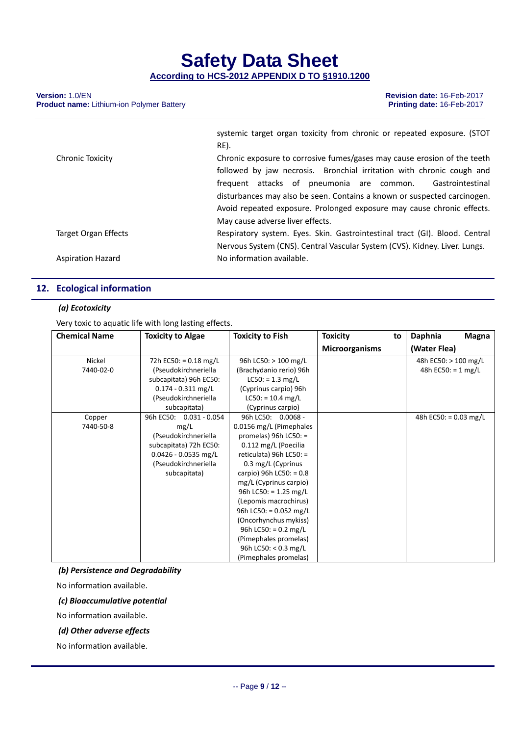| | |
|---|---|
| | systemic target organ toxicity from chronic or repeated exposure. (STOT RE). |
| Chronic Toxicity | Chronic exposure to corrosive fumes/gases may cause erosion of the teeth followed by jaw necrosis. Bronchial irritation with chronic cough and frequent attacks of pneumonia are common. Gastrointestinal disturbances may also be seen. Contains a known or suspected carcinogen. Avoid repeated exposure. Prolonged exposure may cause chronic effects. May cause adverse liver effects. |
| Target Organ Effects | Respiratory system. Eyes. Skin. Gastrointestinal tract (GI). Blood. Central Nervous System (CNS). Central Vascular System (CVS). Kidney. Liver. Lungs. |
| Aspiration Hazard | No information available. |

## 12. Ecological information

### *(a) Ecotoxicity*

Very toxic to aquatic life with long lasting effects.

| Chemical Name | Toxicity to Algae | Toxicity to Fish | Toxicity to Microorganisms | Daphnia Magna (Water Flea) |
|---|---|---|---|---|
| Nickel 7440-02-0 | 72h EC50: = 0.18 mg/L (Pseudokirchneriella subcapitata) 96h EC50: 0.174 - 0.311 mg/L (Pseudokirchneriella subcapitata) | 96h LC50: > 100 mg/L (Brachydanio rerio) 96h LC50: = 1.3 mg/L (Cyprinus carpio) 96h LC50: = 10.4 mg/L (Cyprinus carpio) | | 48h EC50: > 100 mg/L 48h EC50: = 1 mg/L |
| Copper 7440-50-8 | 96h EC50: 0.031 - 0.054 mg/L (Pseudokirchneriella subcapitata) 72h EC50: 0.0426 - 0.0535 mg/L (Pseudokirchneriella subcapitata) | 96h LC50: 0.0068 - 0.0156 mg/L (Pimephales promelas) 96h LC50: = 0.112 mg/L (Poecilia reticulata) 96h LC50: = 0.3 mg/L (Cyprinus carpio) 96h LC50: = 0.8 mg/L (Cyprinus carpio) 96h LC50: = 1.25 mg/L (Lepomis macrochirus) 96h LC50: = 0.052 mg/L (Oncorhynchus mykiss) 96h LC50: = 0.2 mg/L (Pimephales promelas) 96h LC50: < 0.3 mg/L (Pimephales promelas) | | 48h EC50: = 0.03 mg/L |

### *(b) Persistence and Degradability*

No information available.

### *(c) Bioaccumulative potential*

No information available.

### *(d) Other adverse effects*

No information available.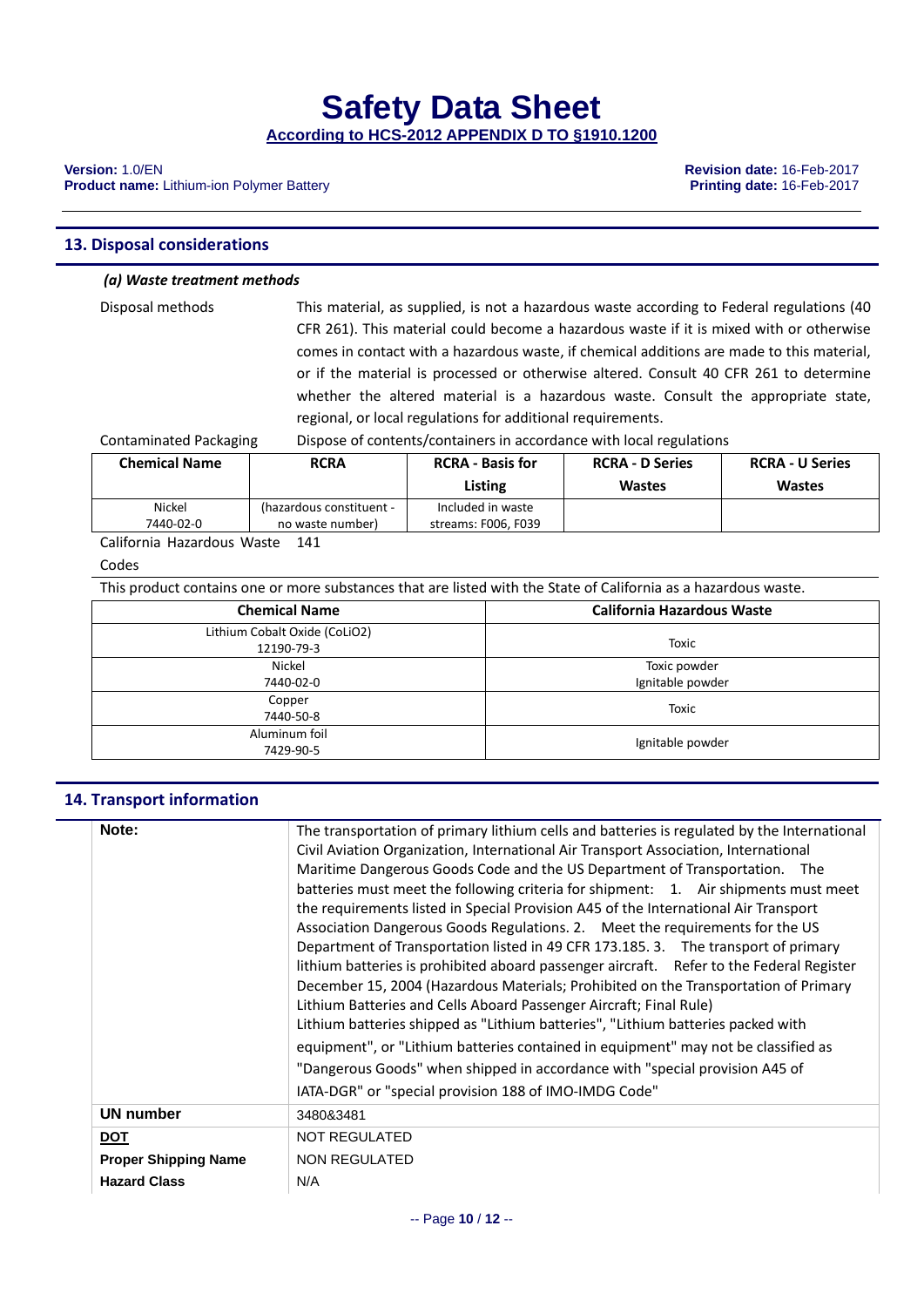## 13. Disposal considerations

### *(a) Waste treatment methods*

Disposal methods — This material, as supplied, is not a hazardous waste according to Federal regulations (40 CFR 261). This material could become a hazardous waste if it is mixed with or otherwise comes in contact with a hazardous waste, if chemical additions are made to this material, or if the material is processed or otherwise altered. Consult 40 CFR 261 to determine whether the altered material is a hazardous waste. Consult the appropriate state, regional, or local regulations for additional requirements.

Contaminated Packaging — Dispose of contents/containers in accordance with local regulations

| Chemical Name | RCRA | RCRA - Basis for Listing | RCRA - D Series Wastes | RCRA - U Series Wastes |
|---|---|---|---|---|
| Nickel 7440-02-0 | (hazardous constituent - no waste number) | Included in waste streams: F006, F039 | | |

California Hazardous Waste Codes — 141

This product contains one or more substances that are listed with the State of California as a hazardous waste.

| Chemical Name | California Hazardous Waste |
|---|---|
| Lithium Cobalt Oxide ($CoLiO_2$) 12190-79-3 | Toxic |
| Nickel 7440-02-0 | Toxic powder<br>Ignitable powder |
| Copper 7440-50-8 | Toxic |
| Aluminum foil 7429-90-5 | Ignitable powder |

## 14. Transport information

| | |
|---|---|
| **Note:** | The transportation of primary lithium cells and batteries is regulated by the International Civil Aviation Organization, International Air Transport Association, International Maritime Dangerous Goods Code and the US Department of Transportation. The batteries must meet the following criteria for shipment: 1. Air shipments must meet the requirements listed in Special Provision A45 of the International Air Transport Association Dangerous Goods Regulations. 2. Meet the requirements for the US Department of Transportation listed in 49 CFR 173.185. 3. The transport of primary lithium batteries is prohibited aboard passenger aircraft. Refer to the Federal Register December 15, 2004 (Hazardous Materials; Prohibited on the Transportation of Primary Lithium Batteries and Cells Aboard Passenger Aircraft; Final Rule)<br>Lithium batteries shipped as "Lithium batteries", "Lithium batteries packed with equipment", or "Lithium batteries contained in equipment" may not be classified as "Dangerous Goods" when shipped in accordance with "special provision A45 of IATA-DGR" or "special provision 188 of IMO-IMDG Code" |
| **UN number** | 3480&3481 |
| **DOT** | NOT REGULATED |
| **Proper Shipping Name** | NON REGULATED |
| **Hazard Class** | N/A |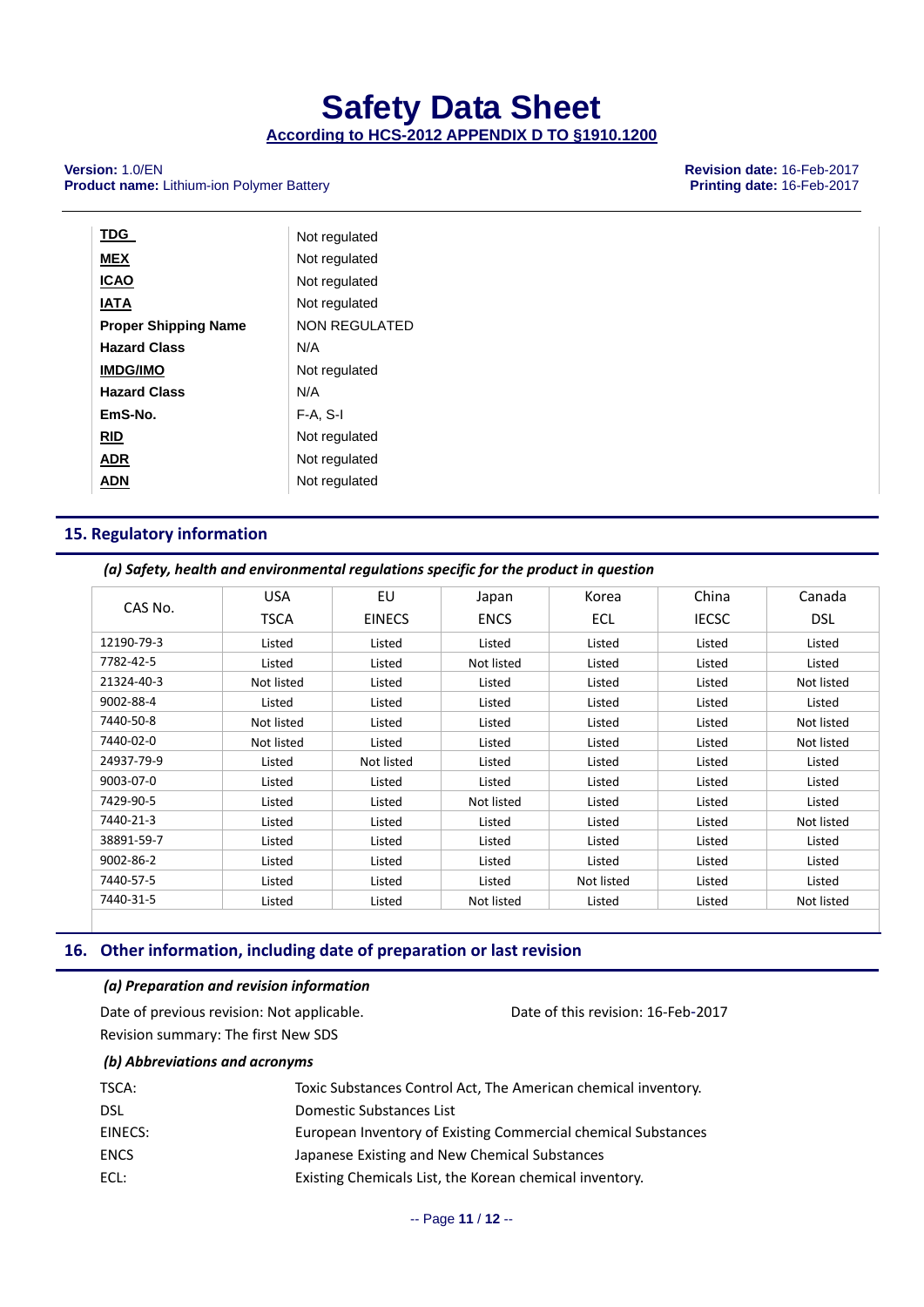| | |
|---|---|
| **TDG** | Not regulated |
| **MEX** | Not regulated |
| **ICAO** | Not regulated |
| **IATA** | Not regulated |
| **Proper Shipping Name** | NON REGULATED |
| **Hazard Class** | N/A |
| **IMDG/IMO** | Not regulated |
| **Hazard Class** | N/A |
| **EmS-No.** | F-A, S-I |
| **RID** | Not regulated |
| **ADR** | Not regulated |
| **ADN** | Not regulated |

## 15. Regulatory information

### *(a) Safety, health and environmental regulations specific for the product in question*

| CAS No. | USA TSCA | EU EINECS | Japan ENCS | Korea ECL | China IECSC | Canada DSL |
|---|---|---|---|---|---|---|
| 12190-79-3 | Listed | Listed | Listed | Listed | Listed | Listed |
| 7782-42-5 | Listed | Listed | Not listed | Listed | Listed | Listed |
| 21324-40-3 | Not listed | Listed | Listed | Listed | Listed | Not listed |
| 9002-88-4 | Listed | Listed | Listed | Listed | Listed | Listed |
| 7440-50-8 | Not listed | Listed | Listed | Listed | Listed | Not listed |
| 7440-02-0 | Not listed | Listed | Listed | Listed | Listed | Not listed |
| 24937-79-9 | Listed | Not listed | Listed | Listed | Listed | Listed |
| 9003-07-0 | Listed | Listed | Listed | Listed | Listed | Listed |
| 7429-90-5 | Listed | Listed | Not listed | Listed | Listed | Listed |
| 7440-21-3 | Listed | Listed | Listed | Listed | Listed | Not listed |
| 38891-59-7 | Listed | Listed | Listed | Listed | Listed | Listed |
| 9002-86-2 | Listed | Listed | Listed | Listed | Listed | Listed |
| 7440-57-5 | Listed | Listed | Listed | Not listed | Listed | Listed |
| 7440-31-5 | Listed | Listed | Not listed | Listed | Listed | Not listed |

## 16. Other information, including date of preparation or last revision

### *(a) Preparation and revision information*

Date of previous revision: Not applicable.

Date of this revision: 16-Feb-2017

Revision summary: The first New SDS

### *(b) Abbreviations and acronyms*

| | |
|---|---|
| TSCA: | Toxic Substances Control Act, The American chemical inventory. |
| DSL | Domestic Substances List |
| EINECS: | European Inventory of Existing Commercial chemical Substances |
| ENCS | Japanese Existing and New Chemical Substances |
| ECL: | Existing Chemicals List, the Korean chemical inventory. |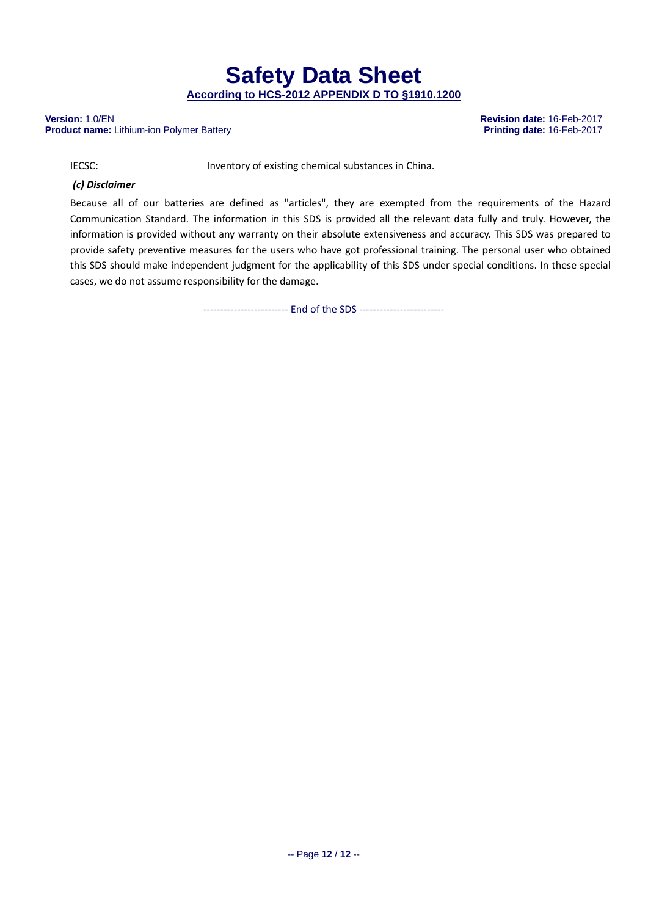IECSC: Inventory of existing chemical substances in China.

***(c) Disclaimer***

Because all of our batteries are defined as "articles", they are exempted from the requirements of the Hazard Communication Standard. The information in this SDS is provided all the relevant data fully and truly. However, the information is provided without any warranty on their absolute extensiveness and accuracy. This SDS was prepared to provide safety preventive measures for the users who have got professional training. The personal user who obtained this SDS should make independent judgment for the applicability of this SDS under special conditions. In these special cases, we do not assume responsibility for the damage.

------------------------- End of the SDS -------------------------